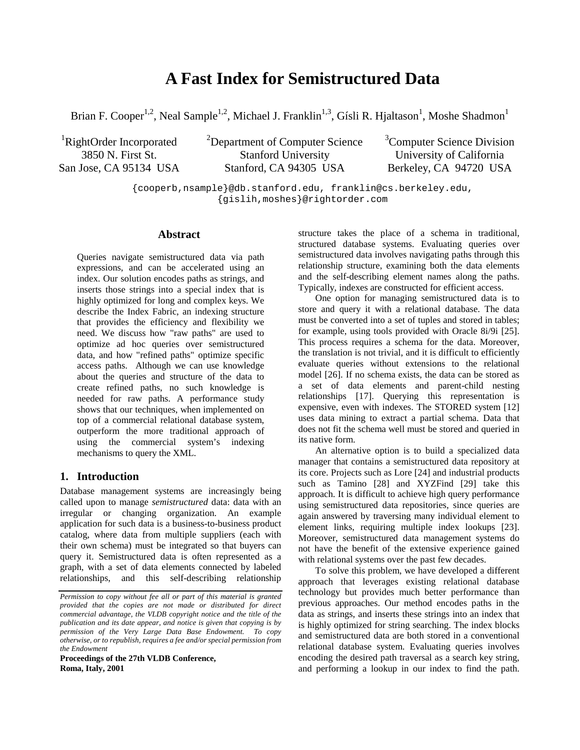# A Fast Index for Semistructured Data

Brian F. Cooper[1,2], Neal Sample[1,2], Michael J. Franklin[1,3], Gísli R. Hjaltason[1], Moshe Shadmon[1]

[1]RightOrder Incorporated
3850 N. First St.
San Jose, CA 95134 USA

[2]Department of Computer Science
Stanford University
Stanford, CA 94305 USA

[3]Computer Science Division
University of California
Berkeley, CA 94720 USA

{cooperb,nsample}@db.stanford.edu, franklin@cs.berkeley.edu,
{gislih,moshes}@rightorder.com

## Abstract

Queries navigate semistructured data via path expressions, and can be accelerated using an index. Our solution encodes paths as strings, and inserts those strings into a special index that is highly optimized for long and complex keys. We describe the Index Fabric, an indexing structure that provides the efficiency and flexibility we need. We discuss how "raw paths" are used to optimize ad hoc queries over semistructured data, and how "refined paths" optimize specific access paths. Although we can use knowledge about the queries and structure of the data to create refined paths, no such knowledge is needed for raw paths. A performance study shows that our techniques, when implemented on top of a commercial relational database system, outperform the more traditional approach of using the commercial system's indexing mechanisms to query the XML.

## 1. Introduction

Database management systems are increasingly being called upon to manage *semistructured* data: data with an irregular or changing organization. An example application for such data is a business-to-business product catalog, where data from multiple suppliers (each with their own schema) must be integrated so that buyers can query it. Semistructured data is often represented as a graph, with a set of data elements connected by labeled relationships, and this self-describing relationship structure takes the place of a schema in traditional, structured database systems. Evaluating queries over semistructured data involves navigating paths through this relationship structure, examining both the data elements and the self-describing element names along the paths. Typically, indexes are constructed for efficient access.

One option for managing semistructured data is to store and query it with a relational database. The data must be converted into a set of tuples and stored in tables; for example, using tools provided with Oracle 8i/9i [25]. This process requires a schema for the data. Moreover, the translation is not trivial, and it is difficult to efficiently evaluate queries without extensions to the relational model [26]. If no schema exists, the data can be stored as a set of data elements and parent-child nesting relationships [17]. Querying this representation is expensive, even with indexes. The STORED system [12] uses data mining to extract a partial schema. Data that does not fit the schema well must be stored and queried in its native form.

An alternative option is to build a specialized data manager that contains a semistructured data repository at its core. Projects such as Lore [24] and industrial products such as Tamino [28] and XYZFind [29] take this approach. It is difficult to achieve high query performance using semistructured data repositories, since queries are again answered by traversing many individual element to element links, requiring multiple index lookups [23]. Moreover, semistructured data management systems do not have the benefit of the extensive experience gained with relational systems over the past few decades.

To solve this problem, we have developed a different approach that leverages existing relational database technology but provides much better performance than previous approaches. Our method encodes paths in the data as strings, and inserts these strings into an index that is highly optimized for string searching. The index blocks and semistructured data are both stored in a conventional relational database system. Evaluating queries involves encoding the desired path traversal as a search key string, and performing a lookup in our index to find the path.

*Permission to copy without fee all or part of this material is granted provided that the copies are not made or distributed for direct commercial advantage, the VLDB copyright notice and the title of the publication and its date appear, and notice is given that copying is by permission of the Very Large Data Base Endowment. To copy otherwise, or to republish, requires a fee and/or special permission from the Endowment*

**Proceedings of the 27th VLDB Conference, Roma, Italy, 2001**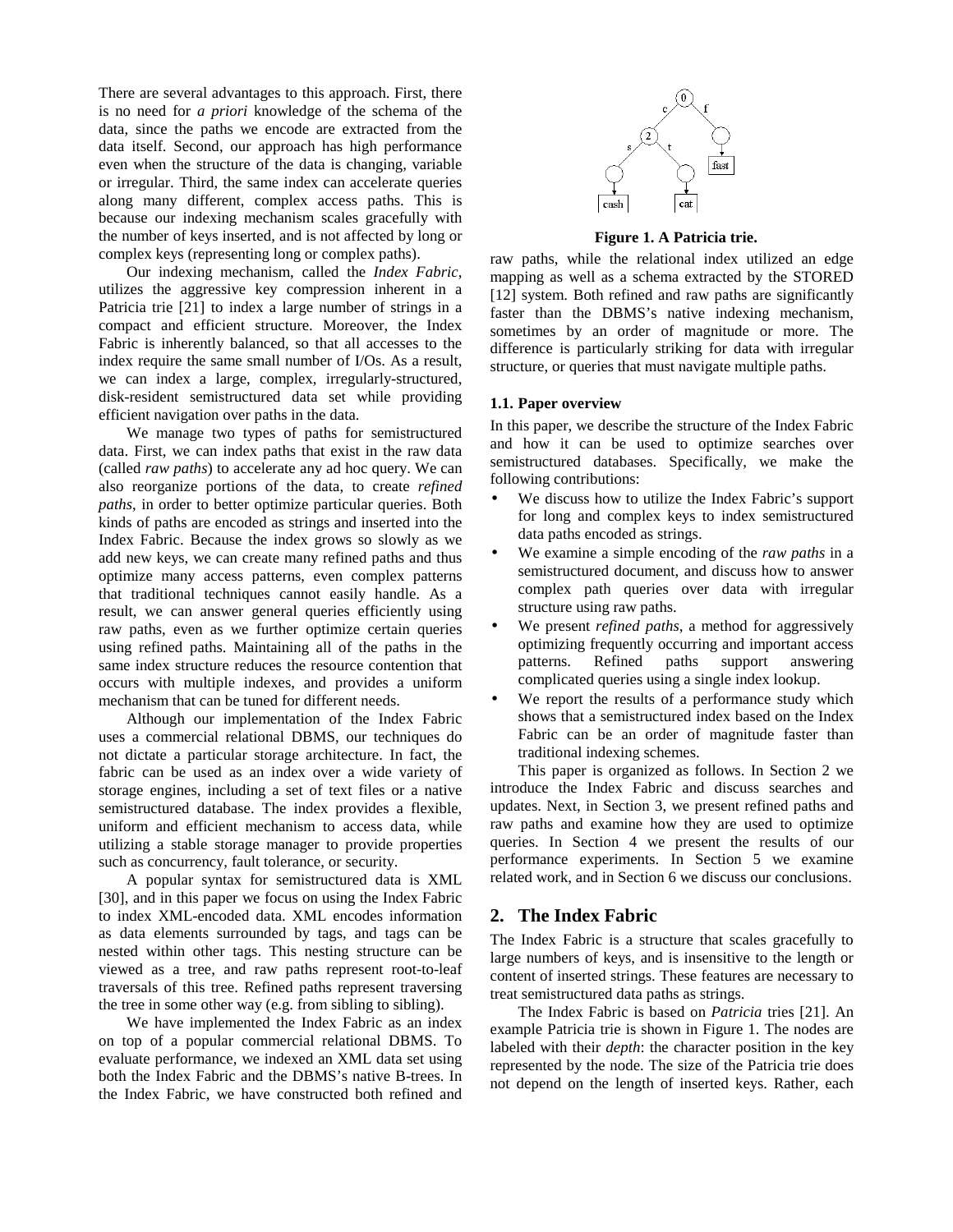There are several advantages to this approach. First, there is no need for *a priori* knowledge of the schema of the data, since the paths we encode are extracted from the data itself. Second, our approach has high performance even when the structure of the data is changing, variable or irregular. Third, the same index can accelerate queries along many different, complex access paths. This is because our indexing mechanism scales gracefully with the number of keys inserted, and is not affected by long or complex keys (representing long or complex paths).

Our indexing mechanism, called the *Index Fabric*, utilizes the aggressive key compression inherent in a Patricia trie [21] to index a large number of strings in a compact and efficient structure. Moreover, the Index Fabric is inherently balanced, so that all accesses to the index require the same small number of I/Os. As a result, we can index a large, complex, irregularly-structured, disk-resident semistructured data set while providing efficient navigation over paths in the data.

We manage two types of paths for semistructured data. First, we can index paths that exist in the raw data (called *raw paths*) to accelerate any ad hoc query. We can also reorganize portions of the data, to create *refined paths*, in order to better optimize particular queries. Both kinds of paths are encoded as strings and inserted into the Index Fabric. Because the index grows so slowly as we add new keys, we can create many refined paths and thus optimize many access patterns, even complex patterns that traditional techniques cannot easily handle. As a result, we can answer general queries efficiently using raw paths, even as we further optimize certain queries using refined paths. Maintaining all of the paths in the same index structure reduces the resource contention that occurs with multiple indexes, and provides a uniform mechanism that can be tuned for different needs.

Although our implementation of the Index Fabric uses a commercial relational DBMS, our techniques do not dictate a particular storage architecture. In fact, the fabric can be used as an index over a wide variety of storage engines, including a set of text files or a native semistructured database. The index provides a flexible, uniform and efficient mechanism to access data, while utilizing a stable storage manager to provide properties such as concurrency, fault tolerance, or security.

A popular syntax for semistructured data is XML [30], and in this paper we focus on using the Index Fabric to index XML-encoded data. XML encodes information as data elements surrounded by tags, and tags can be nested within other tags. This nesting structure can be viewed as a tree, and raw paths represent root-to-leaf traversals of this tree. Refined paths represent traversing the tree in some other way (e.g. from sibling to sibling).

We have implemented the Index Fabric as an index on top of a popular commercial relational DBMS. To evaluate performance, we indexed an XML data set using both the Index Fabric and the DBMS's native B-trees. In the Index Fabric, we have constructed both refined and raw paths, while the relational index utilized an edge mapping as well as a schema extracted by the STORED [12] system. Both refined and raw paths are significantly faster than the DBMS's native indexing mechanism, sometimes by an order of magnitude or more. The difference is particularly striking for data with irregular structure, or queries that must navigate multiple paths.

**Figure 1. A Patricia trie.**

### 1.1. Paper overview

In this paper, we describe the structure of the Index Fabric and how it can be used to optimize searches over semistructured databases. Specifically, we make the following contributions:

- We discuss how to utilize the Index Fabric's support for long and complex keys to index semistructured data paths encoded as strings.
- We examine a simple encoding of the *raw paths* in a semistructured document, and discuss how to answer complex path queries over data with irregular structure using raw paths.
- We present *refined paths*, a method for aggressively optimizing frequently occurring and important access patterns. Refined paths support answering complicated queries using a single index lookup.
- We report the results of a performance study which shows that a semistructured index based on the Index Fabric can be an order of magnitude faster than traditional indexing schemes.

This paper is organized as follows. In Section 2 we introduce the Index Fabric and discuss searches and updates. Next, in Section 3, we present refined paths and raw paths and examine how they are used to optimize queries. In Section 4 we present the results of our performance experiments. In Section 5 we examine related work, and in Section 6 we discuss our conclusions.

## 2. The Index Fabric

The Index Fabric is a structure that scales gracefully to large numbers of keys, and is insensitive to the length or content of inserted strings. These features are necessary to treat semistructured data paths as strings.

The Index Fabric is based on *Patricia* tries [21]. An example Patricia trie is shown in Figure 1. The nodes are labeled with their *depth*: the character position in the key represented by the node. The size of the Patricia trie does not depend on the length of inserted keys. Rather, each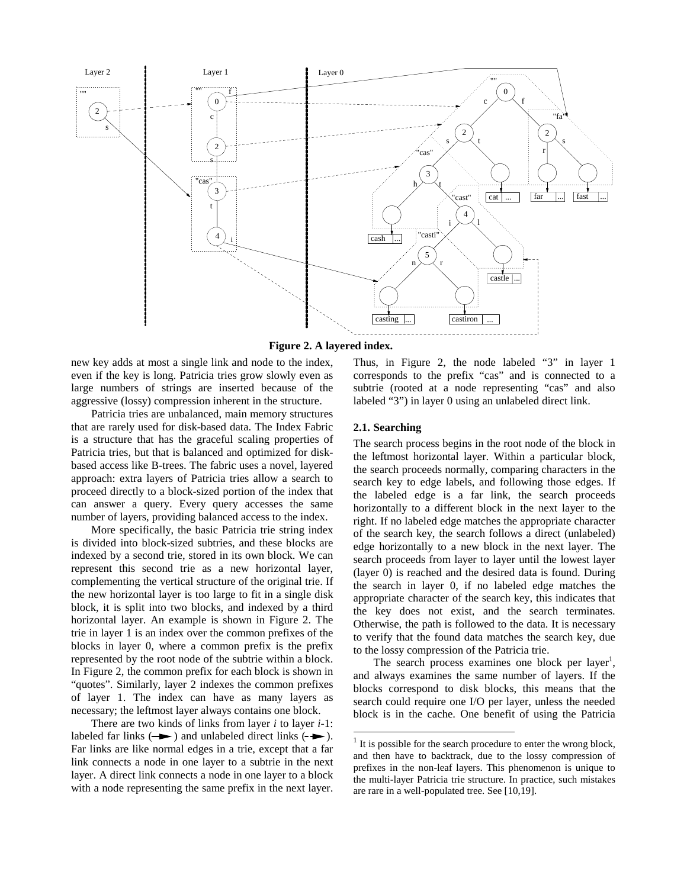**Figure 2. A layered index.**

new key adds at most a single link and node to the index, even if the key is long. Patricia tries grow slowly even as large numbers of strings are inserted because of the aggressive (lossy) compression inherent in the structure.

Patricia tries are unbalanced, main memory structures that are rarely used for disk-based data. The Index Fabric is a structure that has the graceful scaling properties of Patricia tries, but that is balanced and optimized for disk-based access like B-trees. The fabric uses a novel, layered approach: extra layers of Patricia tries allow a search to proceed directly to a block-sized portion of the index that can answer a query. Every query accesses the same number of layers, providing balanced access to the index.

More specifically, the basic Patricia trie string index is divided into block-sized subtries, and these blocks are indexed by a second trie, stored in its own block. We can represent this second trie as a new horizontal layer, complementing the vertical structure of the original trie. If the new horizontal layer is too large to fit in a single disk block, it is split into two blocks, and indexed by a third horizontal layer. An example is shown in Figure 2. The trie in layer 1 is an index over the common prefixes of the blocks in layer 0, where a common prefix is the prefix represented by the root node of the subtrie within a block. In Figure 2, the common prefix for each block is shown in "quotes". Similarly, layer 2 indexes the common prefixes of layer 1. The index can have as many layers as necessary; the leftmost layer always contains one block.

There are two kinds of links from layer *i* to layer *i*-1: labeled far links (⟶) and unlabeled direct links (- ->). Far links are like normal edges in a trie, except that a far link connects a node in one layer to a subtrie in the next layer. A direct link connects a node in one layer to a block with a node representing the same prefix in the next layer. Thus, in Figure 2, the node labeled "3" in layer 1 corresponds to the prefix "cas" and is connected to a subtrie (rooted at a node representing "cas" and also labeled "3") in layer 0 using an unlabeled direct link.

### 2.1. Searching

The search process begins in the root node of the block in the leftmost horizontal layer. Within a particular block, the search proceeds normally, comparing characters in the search key to edge labels, and following those edges. If the labeled edge is a far link, the search proceeds horizontally to a different block in the next layer to the right. If no labeled edge matches the appropriate character of the search key, the search follows a direct (unlabeled) edge horizontally to a new block in the next layer. The search proceeds from layer to layer until the lowest layer (layer 0) is reached and the desired data is found. During the search in layer 0, if no labeled edge matches the appropriate character of the search key, this indicates that the key does not exist, and the search terminates. Otherwise, the path is followed to the data. It is necessary to verify that the found data matches the search key, due to the lossy compression of the Patricia trie.

The search process examines one block per layer[1], and always examines the same number of layers. If the blocks correspond to disk blocks, this means that the search could require one I/O per layer, unless the needed block is in the cache. One benefit of using the Patricia

[1] It is possible for the search procedure to enter the wrong block, and then have to backtrack, due to the lossy compression of prefixes in the non-leaf layers. This phenomenon is unique to the multi-layer Patricia trie structure. In practice, such mistakes are rare in a well-populated tree. See [10,19].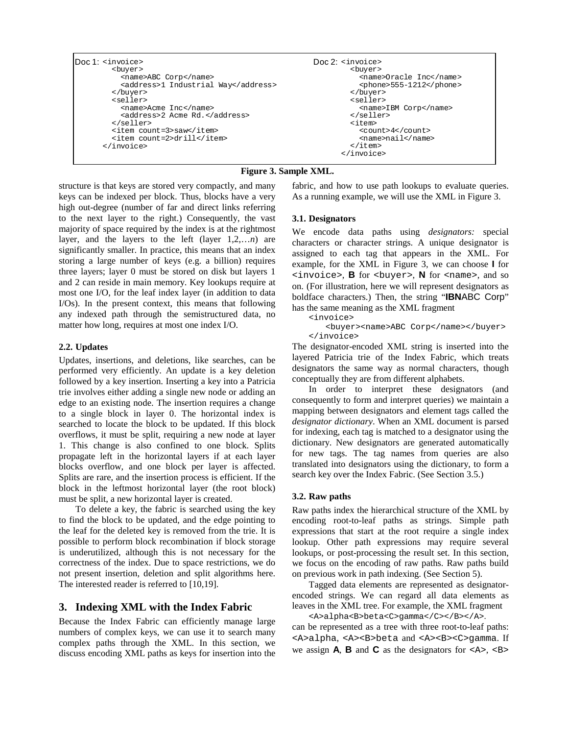```
Doc 1: <invoice>
         <buyer>
           <name>ABC Corp</name>
           <address>1 Industrial Way</address>
         </buyer>
         <seller>
           <name>Acme Inc</name>
           <address>2 Acme Rd.</address>
         </seller>
         <item count=3>saw</item>
         <item count=2>drill</item>
       </invoice>
```

```
Doc 2: <invoice>
         <buyer>
           <name>Oracle Inc</name>
           <phone>555-1212</phone>
         </buyer>
         <seller>
           <name>IBM Corp</name>
         </seller>
         <item>
           <count>4</count>
           <name>nail</name>
         </item>
       </invoice>
```

**Figure 3. Sample XML.**

structure is that keys are stored very compactly, and many keys can be indexed per block. Thus, blocks have a very high out-degree (number of far and direct links referring to the next layer to the right.) Consequently, the vast majority of space required by the index is at the rightmost layer, and the layers to the left (layer 1,2,…*n*) are significantly smaller. In practice, this means that an index storing a large number of keys (e.g. a billion) requires three layers; layer 0 must be stored on disk but layers 1 and 2 can reside in main memory. Key lookups require at most one I/O, for the leaf index layer (in addition to data I/Os). In the present context, this means that following any indexed path through the semistructured data, no matter how long, requires at most one index I/O.

### 2.2. Updates

Updates, insertions, and deletions, like searches, can be performed very efficiently. An update is a key deletion followed by a key insertion. Inserting a key into a Patricia trie involves either adding a single new node or adding an edge to an existing node. The insertion requires a change to a single block in layer 0. The horizontal index is searched to locate the block to be updated. If this block overflows, it must be split, requiring a new node at layer 1. This change is also confined to one block. Splits propagate left in the horizontal layers if at each layer blocks overflow, and one block per layer is affected. Splits are rare, and the insertion process is efficient. If the block in the leftmost horizontal layer (the root block) must be split, a new horizontal layer is created.

To delete a key, the fabric is searched using the key to find the block to be updated, and the edge pointing to the leaf for the deleted key is removed from the trie. It is possible to perform block recombination if block storage is underutilized, although this is not necessary for the correctness of the index. Due to space restrictions, we do not present insertion, deletion and split algorithms here. The interested reader is referred to [10,19].

## 3. Indexing XML with the Index Fabric

Because the Index Fabric can efficiently manage large numbers of complex keys, we can use it to search many complex paths through the XML. In this section, we discuss encoding XML paths as keys for insertion into the fabric, and how to use path lookups to evaluate queries. As a running example, we will use the XML in Figure 3.

### 3.1. Designators

We encode data paths using *designators:* special characters or character strings. A unique designator is assigned to each tag that appears in the XML. For example, for the XML in Figure 3, we can choose **I** for `<invoice>`, **B** for `<buyer>`, **N** for `<name>`, and so on. (For illustration, here we will represent designators as boldface characters.) Then, the string "**IBN**ABC Corp" has the same meaning as the XML fragment

```
<invoice>
  <buyer><name>ABC Corp</name></buyer>
</invoice>
```

The designator-encoded XML string is inserted into the layered Patricia trie of the Index Fabric, which treats designators the same way as normal characters, though conceptually they are from different alphabets.

In order to interpret these designators (and consequently to form and interpret queries) we maintain a mapping between designators and element tags called the *designator dictionary*. When an XML document is parsed for indexing, each tag is matched to a designator using the dictionary. New designators are generated automatically for new tags. The tag names from queries are also translated into designators using the dictionary, to form a search key over the Index Fabric. (See Section 3.5.)

### 3.2. Raw paths

Raw paths index the hierarchical structure of the XML by encoding root-to-leaf paths as strings. Simple path expressions that start at the root require a single index lookup. Other path expressions may require several lookups, or post-processing the result set. In this section, we focus on the encoding of raw paths. Raw paths build on previous work in path indexing. (See Section 5).

Tagged data elements are represented as designator-encoded strings. We can regard all data elements as leaves in the XML tree. For example, the XML fragment

`<A>alpha<B>beta<C>gamma</C></B></A>`.

can be represented as a tree with three root-to-leaf paths: `<A>alpha`, `<A><B>beta` and `<A><B><C>gamma`. If we assign **A**, **B** and **C** as the designators for `<A>`, `<B>`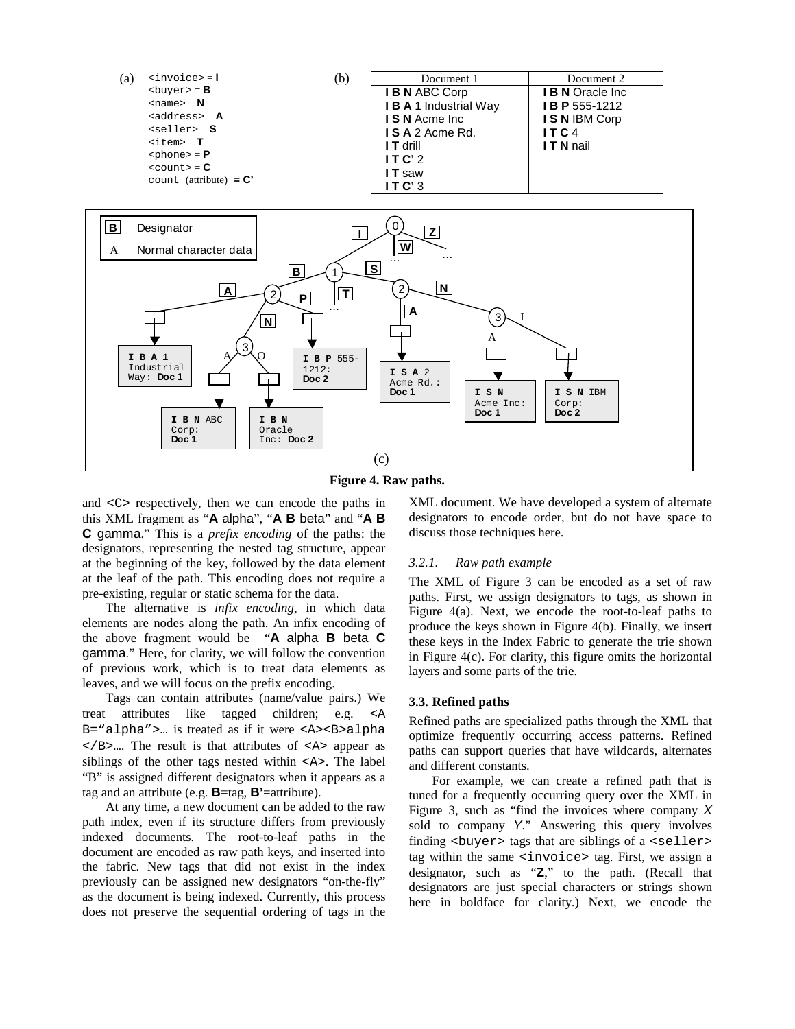(a)

```
<invoice> = I
<buyer> = B
<name> = N
<address> = A
<seller> = S
<item> = T
<phone> = P
<count> = C
count (attribute) = C'
```

(b)

| Document 1 | Document 2 |
|---|---|
| **I B N** ABC Corp | **I B N** Oracle Inc |
| **I B A** 1 Industrial Way | **I B P** 555-1212 |
| **I S N** Acme Inc | **I S N** IBM Corp |
| **I S A** 2 Acme Rd. | **I T C** 4 |
| **I T** drill | **I T N** nail |
| **I T C'** 2 | |
| **I T** saw | |
| **I T C'** 3 | |

(c)

**Figure 4. Raw paths.**

and <C> respectively, then we can encode the paths in this XML fragment as "**A** alpha", "**A B** beta" and "**A B C** gamma." This is a *prefix encoding* of the paths: the designators, representing the nested tag structure, appear at the beginning of the key, followed by the data element at the leaf of the path. This encoding does not require a pre-existing, regular or static schema for the data.

The alternative is *infix encoding*, in which data elements are nodes along the path. An infix encoding of the above fragment would be "**A** alpha **B** beta **C** gamma." Here, for clarity, we will follow the convention of previous work, which is to treat data elements as leaves, and we will focus on the prefix encoding.

Tags can contain attributes (name/value pairs.) We treat attributes like tagged children; e.g. <A B="alpha">… is treated as if it were <A><B>alpha</B>…. The result is that attributes of <A> appear as siblings of the other tags nested within <A>. The label "B" is assigned different designators when it appears as a tag and an attribute (e.g. **B**=tag, **B'**=attribute).

At any time, a new document can be added to the raw path index, even if its structure differs from previously indexed documents. The root-to-leaf paths in the document are encoded as raw path keys, and inserted into the fabric. New tags that did not exist in the index previously can be assigned new designators "on-the-fly" as the document is being indexed. Currently, this process does not preserve the sequential ordering of tags in the XML document. We have developed a system of alternate designators to encode order, but do not have space to discuss those techniques here.

#### *3.2.1. Raw path example*

The XML of Figure 3 can be encoded as a set of raw paths. First, we assign designators to tags, as shown in Figure 4(a). Next, we encode the root-to-leaf paths to produce the keys shown in Figure 4(b). Finally, we insert these keys in the Index Fabric to generate the trie shown in Figure 4(c). For clarity, this figure omits the horizontal layers and some parts of the trie.

### 3.3. Refined paths

Refined paths are specialized paths through the XML that optimize frequently occurring access patterns. Refined paths can support queries that have wildcards, alternates and different constants.

For example, we can create a refined path that is tuned for a frequently occurring query over the XML in Figure 3, such as "find the invoices where company *X* sold to company *Y*." Answering this query involves finding <buyer> tags that are siblings of a <seller> tag within the same <invoice> tag. First, we assign a designator, such as "**Z**," to the path. (Recall that designators are just special characters or strings shown here in boldface for clarity.) Next, we encode the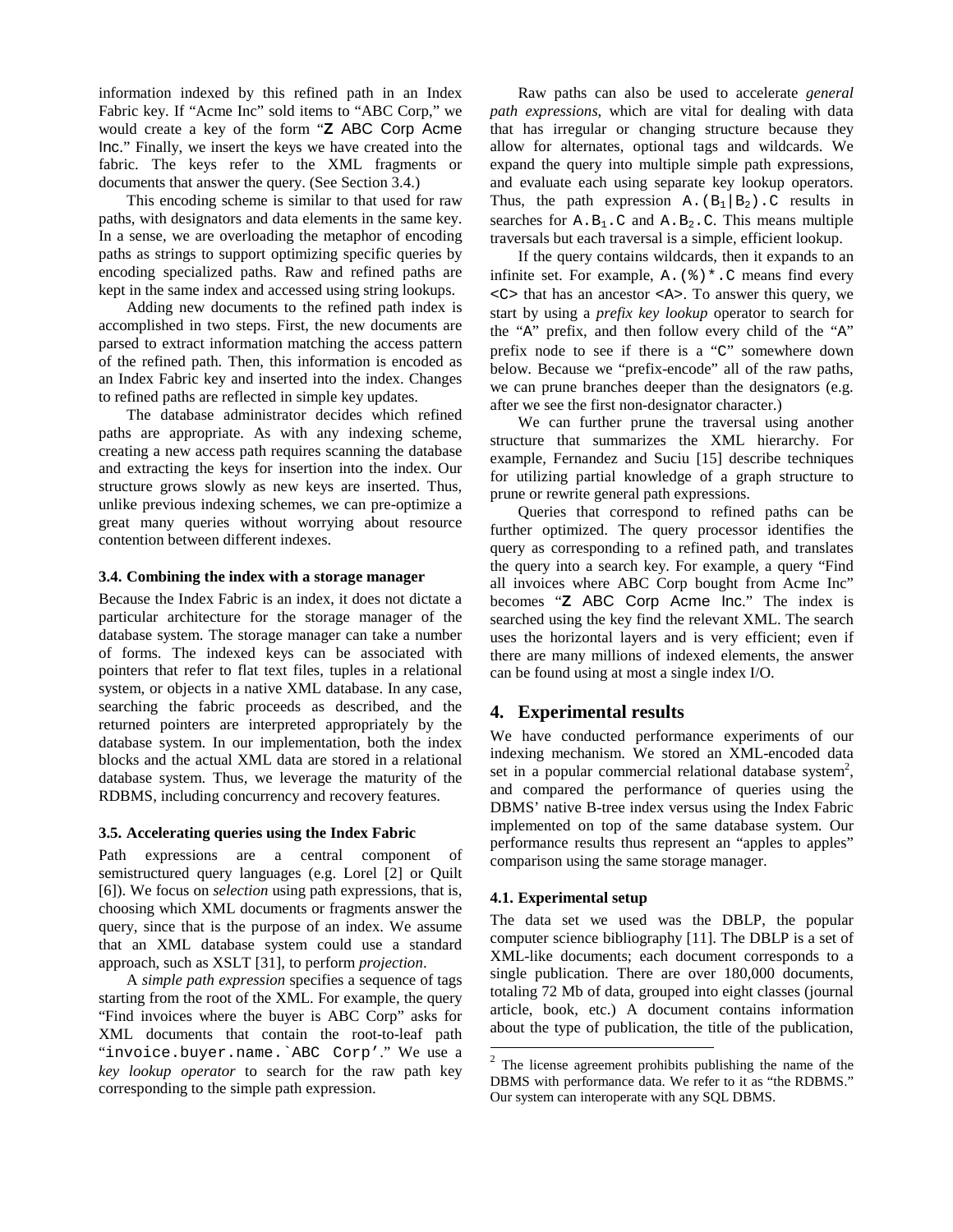information indexed by this refined path in an Index Fabric key. If "Acme Inc" sold items to "ABC Corp," we would create a key of the form "Z ABC Corp Acme Inc." Finally, we insert the keys we have created into the fabric. The keys refer to the XML fragments or documents that answer the query. (See Section 3.4.)

This encoding scheme is similar to that used for raw paths, with designators and data elements in the same key. In a sense, we are overloading the metaphor of encoding paths as strings to support optimizing specific queries by encoding specialized paths. Raw and refined paths are kept in the same index and accessed using string lookups.

Adding new documents to the refined path index is accomplished in two steps. First, the new documents are parsed to extract information matching the access pattern of the refined path. Then, this information is encoded as an Index Fabric key and inserted into the index. Changes to refined paths are reflected in simple key updates.

The database administrator decides which refined paths are appropriate. As with any indexing scheme, creating a new access path requires scanning the database and extracting the keys for insertion into the index. Our structure grows slowly as new keys are inserted. Thus, unlike previous indexing schemes, we can pre-optimize a great many queries without worrying about resource contention between different indexes.

### 3.4. Combining the index with a storage manager

Because the Index Fabric is an index, it does not dictate a particular architecture for the storage manager of the database system. The storage manager can take a number of forms. The indexed keys can be associated with pointers that refer to flat text files, tuples in a relational system, or objects in a native XML database. In any case, searching the fabric proceeds as described, and the returned pointers are interpreted appropriately by the database system. In our implementation, both the index blocks and the actual XML data are stored in a relational database system. Thus, we leverage the maturity of the RDBMS, including concurrency and recovery features.

### 3.5. Accelerating queries using the Index Fabric

Path expressions are a central component of semistructured query languages (e.g. Lorel [2] or Quilt [6]). We focus on *selection* using path expressions, that is, choosing which XML documents or fragments answer the query, since that is the purpose of an index. We assume that an XML database system could use a standard approach, such as XSLT [31], to perform *projection*.

A *simple path expression* specifies a sequence of tags starting from the root of the XML. For example, the query "Find invoices where the buyer is ABC Corp" asks for XML documents that contain the root-to-leaf path "`invoice.buyer.name.`ABC Corp'`." We use a *key lookup operator* to search for the raw path key corresponding to the simple path expression.

Raw paths can also be used to accelerate *general path expressions*, which are vital for dealing with data that has irregular or changing structure because they allow for alternates, optional tags and wildcards. We expand the query into multiple simple path expressions, and evaluate each using separate key lookup operators. Thus, the path expression $\texttt{A.(B}_1\texttt{|B}_2\texttt{).C}$ results in searches for $\texttt{A.B}_1\texttt{.C}$ and $\texttt{A.B}_2\texttt{.C}$. This means multiple traversals but each traversal is a simple, efficient lookup.

If the query contains wildcards, then it expands to an infinite set. For example, `A.(%)*.C` means find every `<C>` that has an ancestor `<A>`. To answer this query, we start by using a *prefix key lookup* operator to search for the "A" prefix, and then follow every child of the "A" prefix node to see if there is a "C" somewhere down below. Because we "prefix-encode" all of the raw paths, we can prune branches deeper than the designators (e.g. after we see the first non-designator character.)

We can further prune the traversal using another structure that summarizes the XML hierarchy. For example, Fernandez and Suciu [15] describe techniques for utilizing partial knowledge of a graph structure to prune or rewrite general path expressions.

Queries that correspond to refined paths can be further optimized. The query processor identifies the query as corresponding to a refined path, and translates the query into a search key. For example, a query "Find all invoices where ABC Corp bought from Acme Inc" becomes "Z ABC Corp Acme Inc." The index is searched using the key find the relevant XML. The search uses the horizontal layers and is very efficient; even if there are many millions of indexed elements, the answer can be found using at most a single index I/O.

## 4. Experimental results

We have conducted performance experiments of our indexing mechanism. We stored an XML-encoded data set in a popular commercial relational database system[2], and compared the performance of queries using the DBMS' native B-tree index versus using the Index Fabric implemented on top of the same database system. Our performance results thus represent an "apples to apples" comparison using the same storage manager.

### 4.1. Experimental setup

The data set we used was the DBLP, the popular computer science bibliography [11]. The DBLP is a set of XML-like documents; each document corresponds to a single publication. There are over 180,000 documents, totaling 72 Mb of data, grouped into eight classes (journal article, book, etc.) A document contains information about the type of publication, the title of the publication,

[2] The license agreement prohibits publishing the name of the DBMS with performance data. We refer to it as "the RDBMS." Our system can interoperate with any SQL DBMS.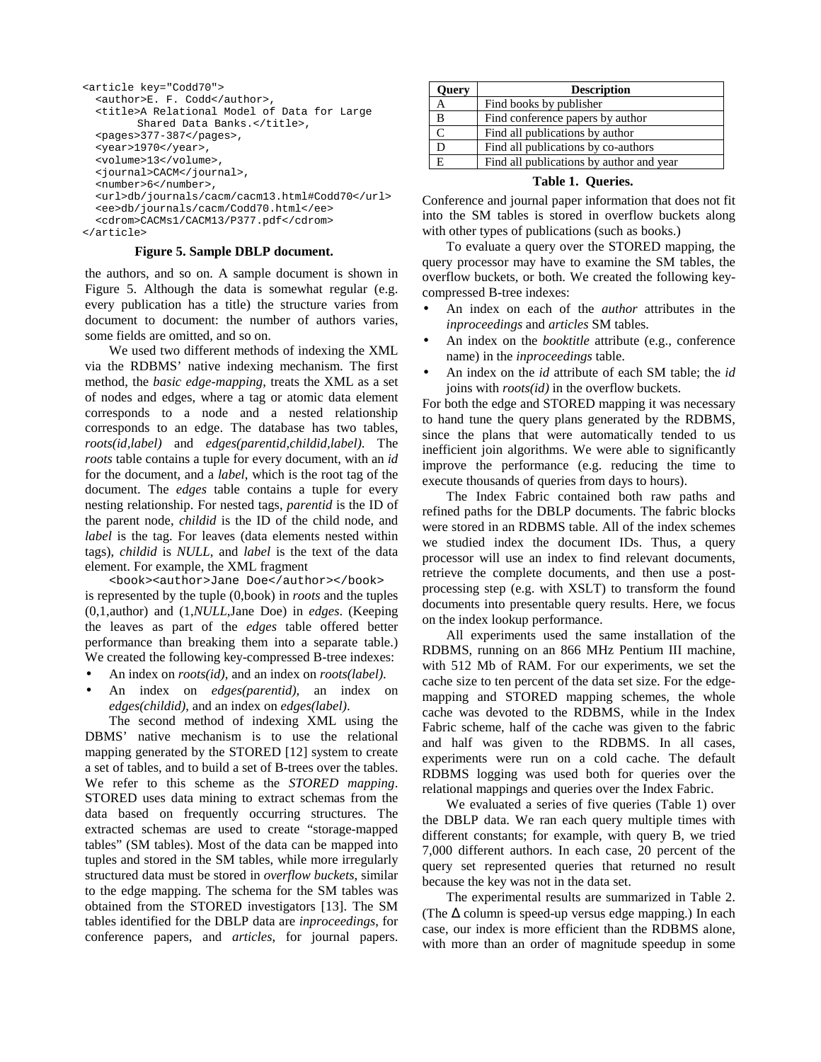```
<article key="Codd70">
  <author>E. F. Codd</author>,
  <title>A Relational Model of Data for Large
        Shared Data Banks.</title>,
  <pages>377-387</pages>,
  <year>1970</year>,
  <volume>13</volume>,
  <journal>CACM</journal>,
  <number>6</number>,
  <url>db/journals/cacm/cacm13.html#Codd70</url>
  <ee>db/journals/cacm/Codd70.html</ee>
  <cdrom>CACMs1/CACM13/P377.pdf</cdrom>
</article>
```

**Figure 5. Sample DBLP document.**

the authors, and so on. A sample document is shown in Figure 5. Although the data is somewhat regular (e.g. every publication has a title) the structure varies from document to document: the number of authors varies, some fields are omitted, and so on.

We used two different methods of indexing the XML via the RDBMS' native indexing mechanism. The first method, the *basic edge-mapping*, treats the XML as a set of nodes and edges, where a tag or atomic data element corresponds to a node and a nested relationship corresponds to an edge. The database has two tables, *roots(id,label)* and *edges(parentid,childid,label)*. The *roots* table contains a tuple for every document, with an *id* for the document, and a *label*, which is the root tag of the document. The *edges* table contains a tuple for every nesting relationship. For nested tags, *parentid* is the ID of the parent node, *childid* is the ID of the child node, and *label* is the tag. For leaves (data elements nested within tags), *childid* is *NULL*, and *label* is the text of the data element. For example, the XML fragment

`<book><author>Jane Doe</author></book>`

is represented by the tuple (0,book) in *roots* and the tuples (0,1,author) and (1,*NULL*,Jane Doe) in *edges*. (Keeping the leaves as part of the *edges* table offered better performance than breaking them into a separate table.) We created the following key-compressed B-tree indexes:

- An index on *roots(id)*, and an index on *roots(label)*.
- An index on *edges(parentid)*, an index on *edges(childid)*, and an index on *edges(label)*.

The second method of indexing XML using the DBMS' native mechanism is to use the relational mapping generated by the STORED [12] system to create a set of tables, and to build a set of B-trees over the tables. We refer to this scheme as the *STORED mapping*. STORED uses data mining to extract schemas from the data based on frequently occurring structures. The extracted schemas are used to create "storage-mapped tables" (SM tables). Most of the data can be mapped into tuples and stored in the SM tables, while more irregularly structured data must be stored in *overflow buckets*, similar to the edge mapping. The schema for the SM tables was obtained from the STORED investigators [13]. The SM tables identified for the DBLP data are *inproceedings*, for conference papers, and *articles*, for journal papers.

| Query | Description |
|---|---|
| A | Find books by publisher |
| B | Find conference papers by author |
| C | Find all publications by author |
| D | Find all publications by co-authors |
| E | Find all publications by author and year |

**Table 1. Queries.**

Conference and journal paper information that does not fit into the SM tables is stored in overflow buckets along with other types of publications (such as books.)

To evaluate a query over the STORED mapping, the query processor may have to examine the SM tables, the overflow buckets, or both. We created the following key-compressed B-tree indexes:

- An index on each of the *author* attributes in the *inproceedings* and *articles* SM tables.
- An index on the *booktitle* attribute (e.g., conference name) in the *inproceedings* table.
- An index on the *id* attribute of each SM table; the *id* joins with *roots(id)* in the overflow buckets.

For both the edge and STORED mapping it was necessary to hand tune the query plans generated by the RDBMS, since the plans that were automatically tended to us inefficient join algorithms. We were able to significantly improve the performance (e.g. reducing the time to execute thousands of queries from days to hours).

The Index Fabric contained both raw paths and refined paths for the DBLP documents. The fabric blocks were stored in an RDBMS table. All of the index schemes we studied index the document IDs. Thus, a query processor will use an index to find relevant documents, retrieve the complete documents, and then use a post-processing step (e.g. with XSLT) to transform the found documents into presentable query results. Here, we focus on the index lookup performance.

All experiments used the same installation of the RDBMS, running on an 866 MHz Pentium III machine, with 512 Mb of RAM. For our experiments, we set the cache size to ten percent of the data set size. For the edge-mapping and STORED mapping schemes, the whole cache was devoted to the RDBMS, while in the Index Fabric scheme, half of the cache was given to the fabric and half was given to the RDBMS. In all cases, experiments were run on a cold cache. The default RDBMS logging was used both for queries over the relational mappings and queries over the Index Fabric.

We evaluated a series of five queries (Table 1) over the DBLP data. We ran each query multiple times with different constants; for example, with query B, we tried 7,000 different authors. In each case, 20 percent of the query set represented queries that returned no result because the key was not in the data set.

The experimental results are summarized in Table 2. (The $\Delta$ column is speed-up versus edge mapping.) In each case, our index is more efficient than the RDBMS alone, with more than an order of magnitude speedup in some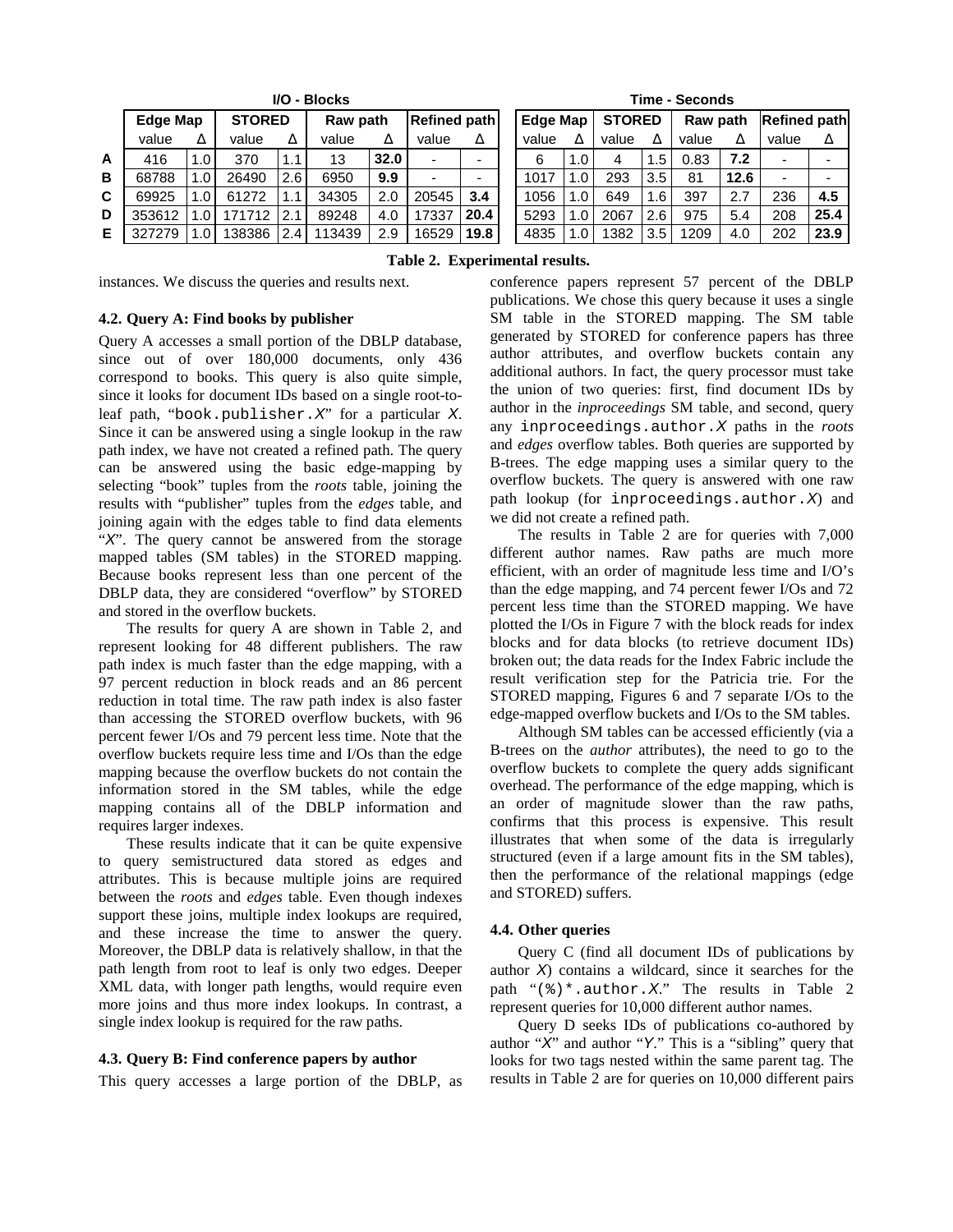| | I/O - Blocks | | | | | | | | Time - Seconds | | | | | | | |
|---|---|---|---|---|---|---|---|---|---|---|---|---|---|---|---|---|
| | Edge Map | | STORED | | Raw path | | Refined path | | Edge Map | | STORED | | Raw path | | Refined path | |
| | value | Δ | value | Δ | value | Δ | value | Δ | value | Δ | value | Δ | value | Δ | value | Δ |
| **A** | 416 | 1.0 | 370 | 1.1 | 13 | **32.0** | - | - | 6 | 1.0 | 4 | 1.5 | 0.83 | **7.2** | - | - |
| **B** | 68788 | 1.0 | 26490 | 2.6 | 6950 | **9.9** | - | - | 1017 | 1.0 | 293 | 3.5 | 81 | **12.6** | - | - |
| **C** | 69925 | 1.0 | 61272 | 1.1 | 34305 | 2.0 | 20545 | **3.4** | 1056 | 1.0 | 649 | 1.6 | 397 | 2.7 | 236 | **4.5** |
| **D** | 353612 | 1.0 | 171712 | 2.1 | 89248 | 4.0 | 17337 | **20.4** | 5293 | 1.0 | 2067 | 2.6 | 975 | 5.4 | 208 | **25.4** |
| **E** | 327279 | 1.0 | 138386 | 2.4 | 113439 | 2.9 | 16529 | **19.8** | 4835 | 1.0 | 1382 | 3.5 | 1209 | 4.0 | 202 | **23.9** |

**Table 2. Experimental results.**

instances. We discuss the queries and results next.

### 4.2. Query A: Find books by publisher

Query A accesses a small portion of the DBLP database, since out of over 180,000 documents, only 436 correspond to books. This query is also quite simple, since it looks for document IDs based on a single root-to-leaf path, "`book.publisher.X`" for a particular *X*. Since it can be answered using a single lookup in the raw path index, we have not created a refined path. The query can be answered using the basic edge-mapping by selecting "book" tuples from the *roots* table, joining the results with "publisher" tuples from the *edges* table, and joining again with the edges table to find data elements "*X*". The query cannot be answered from the storage mapped tables (SM tables) in the STORED mapping. Because books represent less than one percent of the DBLP data, they are considered "overflow" by STORED and stored in the overflow buckets.

The results for query A are shown in Table 2, and represent looking for 48 different publishers. The raw path index is much faster than the edge mapping, with a 97 percent reduction in block reads and an 86 percent reduction in total time. The raw path index is also faster than accessing the STORED overflow buckets, with 96 percent fewer I/Os and 79 percent less time. Note that the overflow buckets require less time and I/Os than the edge mapping because the overflow buckets do not contain the information stored in the SM tables, while the edge mapping contains all of the DBLP information and requires larger indexes.

These results indicate that it can be quite expensive to query semistructured data stored as edges and attributes. This is because multiple joins are required between the *roots* and *edges* table. Even though indexes support these joins, multiple index lookups are required, and these increase the time to answer the query. Moreover, the DBLP data is relatively shallow, in that the path length from root to leaf is only two edges. Deeper XML data, with longer path lengths, would require even more joins and thus more index lookups. In contrast, a single index lookup is required for the raw paths.

### 4.3. Query B: Find conference papers by author

This query accesses a large portion of the DBLP, as conference papers represent 57 percent of the DBLP publications. We chose this query because it uses a single SM table in the STORED mapping. The SM table generated by STORED for conference papers has three author attributes, and overflow buckets contain any additional authors. In fact, the query processor must take the union of two queries: first, find document IDs by author in the *inproceedings* SM table, and second, query any `inproceedings.author.X` paths in the *roots* and *edges* overflow tables. Both queries are supported by B-trees. The edge mapping uses a similar query to the overflow buckets. The query is answered with one raw path lookup (for `inproceedings.author.X`) and we did not create a refined path.

The results in Table 2 are for queries with 7,000 different author names. Raw paths are much more efficient, with an order of magnitude less time and I/O's than the edge mapping, and 74 percent fewer I/Os and 72 percent less time than the STORED mapping. We have plotted the I/Os in Figure 7 with the block reads for index blocks and for data blocks (to retrieve document IDs) broken out; the data reads for the Index Fabric include the result verification step for the Patricia trie. For the STORED mapping, Figures 6 and 7 separate I/Os to the edge-mapped overflow buckets and I/Os to the SM tables.

Although SM tables can be accessed efficiently (via a B-trees on the *author* attributes), the need to go to the overflow buckets to complete the query adds significant overhead. The performance of the edge mapping, which is an order of magnitude slower than the raw paths, confirms that this process is expensive. This result illustrates that when some of the data is irregularly structured (even if a large amount fits in the SM tables), then the performance of the relational mappings (edge and STORED) suffers.

### 4.4. Other queries

Query C (find all document IDs of publications by author *X*) contains a wildcard, since it searches for the path "`(%)*.author.X`." The results in Table 2 represent queries for 10,000 different author names.

Query D seeks IDs of publications co-authored by author "*X*" and author "*Y*." This is a "sibling" query that looks for two tags nested within the same parent tag. The results in Table 2 are for queries on 10,000 different pairs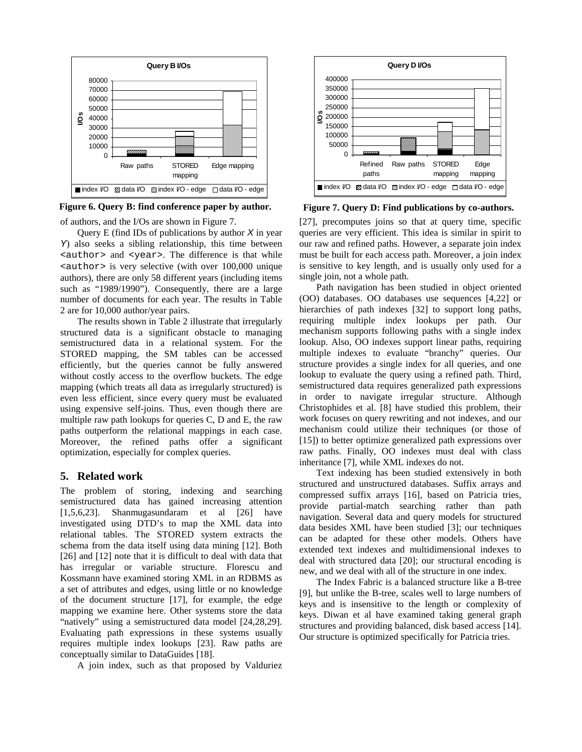**Figure 6. Query B: find conference paper by author.**

**Figure 7. Query D: Find publications by co-authors.**

of authors, and the I/Os are shown in Figure 7.

Query E (find IDs of publications by author *X* in year *Y*) also seeks a sibling relationship, this time between `<author>` and `<year>`. The difference is that while `<author>` is very selective (with over 100,000 unique authors), there are only 58 different years (including items such as "1989/1990"). Consequently, there are a large number of documents for each year. The results in Table 2 are for 10,000 author/year pairs.

The results shown in Table 2 illustrate that irregularly structured data is a significant obstacle to managing semistructured data in a relational system. For the STORED mapping, the SM tables can be accessed efficiently, but the queries cannot be fully answered without costly access to the overflow buckets. The edge mapping (which treats all data as irregularly structured) is even less efficient, since every query must be evaluated using expensive self-joins. Thus, even though there are multiple raw path lookups for queries C, D and E, the raw paths outperform the relational mappings in each case. Moreover, the refined paths offer a significant optimization, especially for complex queries.

## 5. Related work

The problem of storing, indexing and searching semistructured data has gained increasing attention [1,5,6,23]. Shanmugasundaram et al [26] have investigated using DTD's to map the XML data into relational tables. The STORED system extracts the schema from the data itself using data mining [12]. Both [26] and [12] note that it is difficult to deal with data that has irregular or variable structure. Florescu and Kossmann have examined storing XML in an RDBMS as a set of attributes and edges, using little or no knowledge of the document structure [17], for example, the edge mapping we examine here. Other systems store the data "natively" using a semistructured data model [24,28,29]. Evaluating path expressions in these systems usually requires multiple index lookups [23]. Raw paths are conceptually similar to DataGuides [18].

A join index, such as that proposed by Valduriez [27], precomputes joins so that at query time, specific queries are very efficient. This idea is similar in spirit to our raw and refined paths. However, a separate join index must be built for each access path. Moreover, a join index is sensitive to key length, and is usually only used for a single join, not a whole path.

Path navigation has been studied in object oriented (OO) databases. OO databases use sequences [4,22] or hierarchies of path indexes [32] to support long paths, requiring multiple index lookups per path. Our mechanism supports following paths with a single index lookup. Also, OO indexes support linear paths, requiring multiple indexes to evaluate "branchy" queries. Our structure provides a single index for all queries, and one lookup to evaluate the query using a refined path. Third, semistructured data requires generalized path expressions in order to navigate irregular structure. Although Christophides et al. [8] have studied this problem, their work focuses on query rewriting and not indexes, and our mechanism could utilize their techniques (or those of [15]) to better optimize generalized path expressions over raw paths. Finally, OO indexes must deal with class inheritance [7], while XML indexes do not.

Text indexing has been studied extensively in both structured and unstructured databases. Suffix arrays and compressed suffix arrays [16], based on Patricia tries, provide partial-match searching rather than path navigation. Several data and query models for structured data besides XML have been studied [3]; our techniques can be adapted for these other models. Others have extended text indexes and multidimensional indexes to deal with structured data [20]; our structural encoding is new, and we deal with all of the structure in one index.

The Index Fabric is a balanced structure like a B-tree [9], but unlike the B-tree, scales well to large numbers of keys and is insensitive to the length or complexity of keys. Diwan et al have examined taking general graph structures and providing balanced, disk based access [14]. Our structure is optimized specifically for Patricia tries.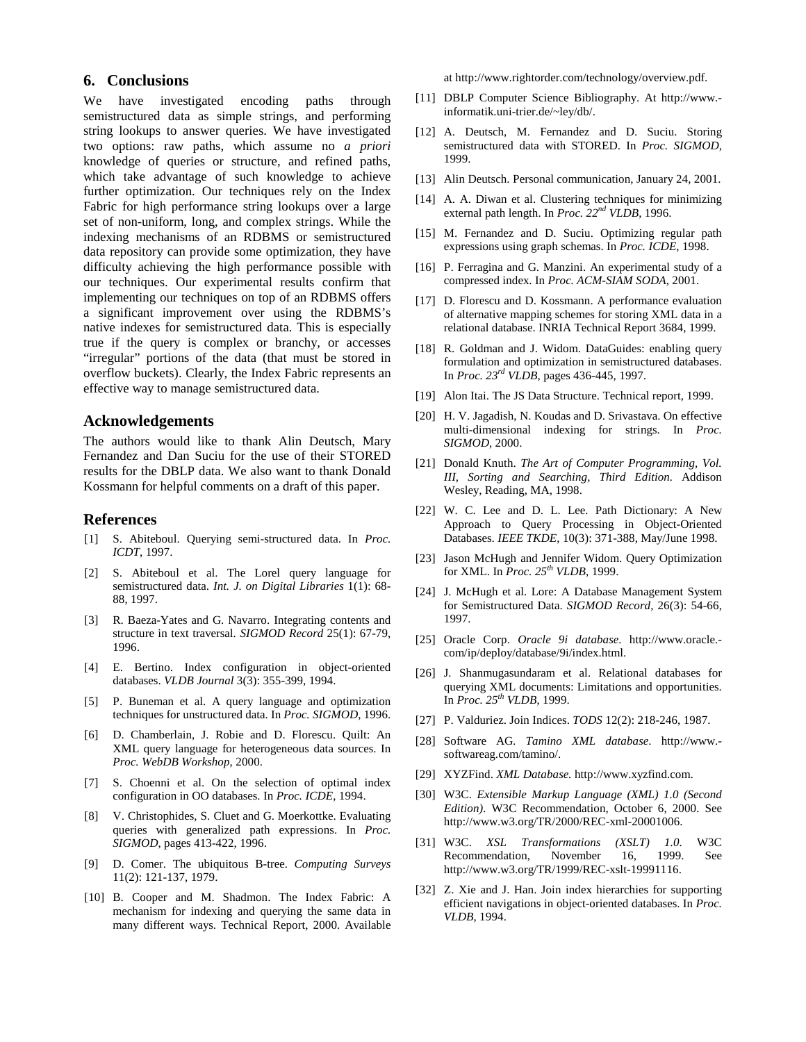## 6. Conclusions

We have investigated encoding paths through semistructured data as simple strings, and performing string lookups to answer queries. We have investigated two options: raw paths, which assume no *a priori* knowledge of queries or structure, and refined paths, which take advantage of such knowledge to achieve further optimization. Our techniques rely on the Index Fabric for high performance string lookups over a large set of non-uniform, long, and complex strings. While the indexing mechanisms of an RDBMS or semistructured data repository can provide some optimization, they have difficulty achieving the high performance possible with our techniques. Our experimental results confirm that implementing our techniques on top of an RDBMS offers a significant improvement over using the RDBMS's native indexes for semistructured data. This is especially true if the query is complex or branchy, or accesses "irregular" portions of the data (that must be stored in overflow buckets). Clearly, the Index Fabric represents an effective way to manage semistructured data.

## Acknowledgements

The authors would like to thank Alin Deutsch, Mary Fernandez and Dan Suciu for the use of their STORED results for the DBLP data. We also want to thank Donald Kossmann for helpful comments on a draft of this paper.

## References

[1] S. Abiteboul. Querying semi-structured data. In *Proc. ICDT*, 1997.

[2] S. Abiteboul et al. The Lorel query language for semistructured data. *Int. J. on Digital Libraries* 1(1): 68-88, 1997.

[3] R. Baeza-Yates and G. Navarro. Integrating contents and structure in text traversal. *SIGMOD Record* 25(1): 67-79, 1996.

[4] E. Bertino. Index configuration in object-oriented databases. *VLDB Journal* 3(3): 355-399, 1994.

[5] P. Buneman et al. A query language and optimization techniques for unstructured data. In *Proc. SIGMOD*, 1996.

[6] D. Chamberlain, J. Robie and D. Florescu. Quilt: An XML query language for heterogeneous data sources. In *Proc. WebDB Workshop*, 2000.

[7] S. Choenni et al. On the selection of optimal index configuration in OO databases. In *Proc. ICDE*, 1994.

[8] V. Christophides, S. Cluet and G. Moerkottke. Evaluating queries with generalized path expressions. In *Proc. SIGMOD*, pages 413-422, 1996.

[9] D. Comer. The ubiquitous B-tree. *Computing Surveys* 11(2): 121-137, 1979.

[10] B. Cooper and M. Shadmon. The Index Fabric: A mechanism for indexing and querying the same data in many different ways. Technical Report, 2000. Available at http://www.rightorder.com/technology/overview.pdf.

[11] DBLP Computer Science Bibliography. At http://www.-informatik.uni-trier.de/~ley/db/.

[12] A. Deutsch, M. Fernandez and D. Suciu. Storing semistructured data with STORED. In *Proc. SIGMOD*, 1999.

[13] Alin Deutsch. Personal communication, January 24, 2001.

[14] A. A. Diwan et al. Clustering techniques for minimizing external path length. In *Proc. 22nd VLDB*, 1996.

[15] M. Fernandez and D. Suciu. Optimizing regular path expressions using graph schemas. In *Proc. ICDE*, 1998.

[16] P. Ferragina and G. Manzini. An experimental study of a compressed index. In *Proc. ACM-SIAM SODA*, 2001.

[17] D. Florescu and D. Kossmann. A performance evaluation of alternative mapping schemes for storing XML data in a relational database. INRIA Technical Report 3684, 1999.

[18] R. Goldman and J. Widom. DataGuides: enabling query formulation and optimization in semistructured databases. In *Proc. 23rd VLDB*, pages 436-445, 1997.

[19] Alon Itai. The JS Data Structure. Technical report, 1999.

[20] H. V. Jagadish, N. Koudas and D. Srivastava. On effective multi-dimensional indexing for strings. In *Proc. SIGMOD*, 2000.

[21] Donald Knuth. *The Art of Computer Programming, Vol. III, Sorting and Searching, Third Edition.* Addison Wesley, Reading, MA, 1998.

[22] W. C. Lee and D. L. Lee. Path Dictionary: A New Approach to Query Processing in Object-Oriented Databases. *IEEE TKDE*, 10(3): 371-388, May/June 1998.

[23] Jason McHugh and Jennifer Widom. Query Optimization for XML. In *Proc. 25th VLDB*, 1999.

[24] J. McHugh et al. Lore: A Database Management System for Semistructured Data. *SIGMOD Record*, 26(3): 54-66, 1997.

[25] Oracle Corp. *Oracle 9i database*. http://www.oracle.-com/ip/deploy/database/9i/index.html.

[26] J. Shanmugasundaram et al. Relational databases for querying XML documents: Limitations and opportunities. In *Proc. 25th VLDB*, 1999.

[27] P. Valduriez. Join Indices. *TODS* 12(2): 218-246, 1987.

[28] Software AG. *Tamino XML database*. http://www.-softwareag.com/tamino/.

[29] XYZFind. *XML Database.* http://www.xyzfind.com.

[30] W3C. *Extensible Markup Language (XML) 1.0 (Second Edition)*. W3C Recommendation, October 6, 2000. See http://www.w3.org/TR/2000/REC-xml-20001006.

[31] W3C. *XSL Transformations (XSLT) 1.0*. W3C Recommendation, November 16, 1999. See http://www.w3.org/TR/1999/REC-xslt-19991116.

[32] Z. Xie and J. Han. Join index hierarchies for supporting efficient navigations in object-oriented databases. In *Proc. VLDB*, 1994.